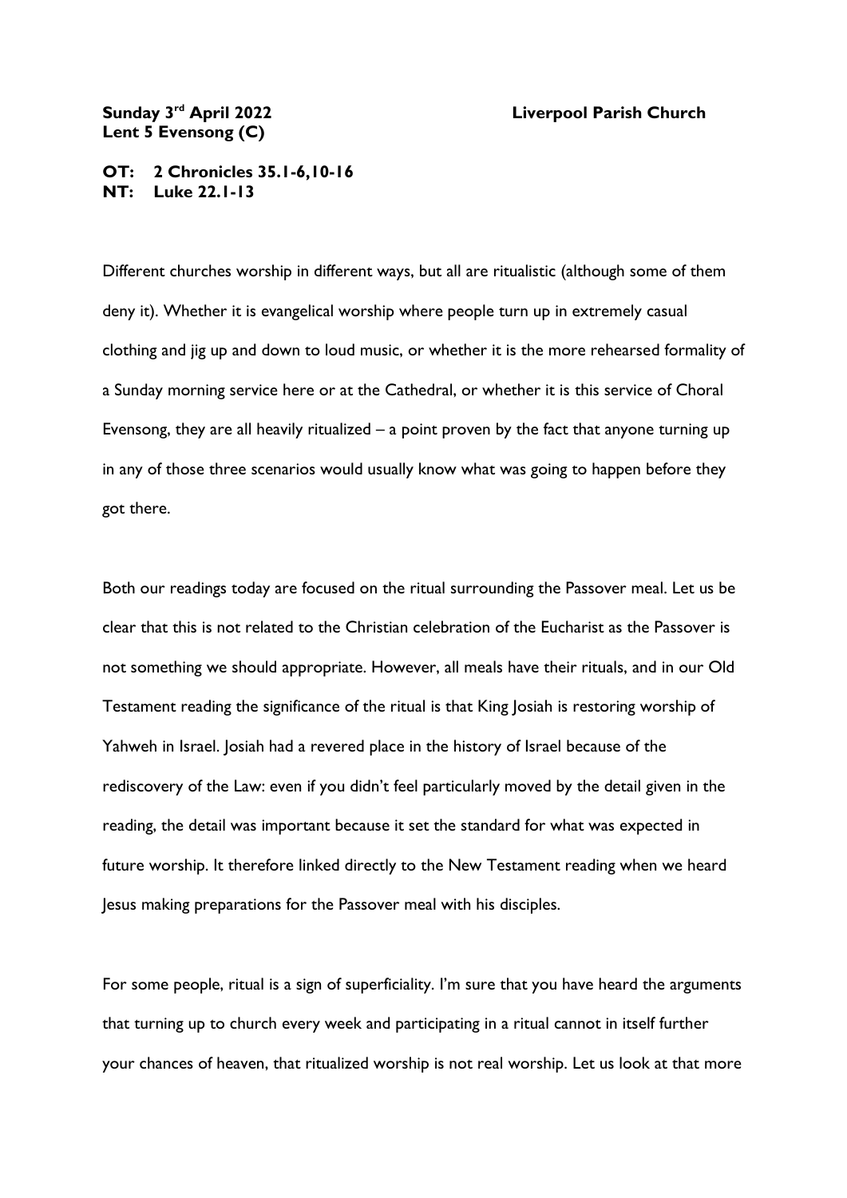**Sunday 3rd April 2022** **Liverpool Parish Church**
**Lent 5 Evensong (C)**

**OT: 2 Chronicles 35.1-6,10-16**
**NT: Luke 22.1-13**

Different churches worship in different ways, but all are ritualistic (although some of them deny it). Whether it is evangelical worship where people turn up in extremely casual clothing and jig up and down to loud music, or whether it is the more rehearsed formality of a Sunday morning service here or at the Cathedral, or whether it is this service of Choral Evensong, they are all heavily ritualized – a point proven by the fact that anyone turning up in any of those three scenarios would usually know what was going to happen before they got there.

Both our readings today are focused on the ritual surrounding the Passover meal. Let us be clear that this is not related to the Christian celebration of the Eucharist as the Passover is not something we should appropriate. However, all meals have their rituals, and in our Old Testament reading the significance of the ritual is that King Josiah is restoring worship of Yahweh in Israel. Josiah had a revered place in the history of Israel because of the rediscovery of the Law: even if you didn't feel particularly moved by the detail given in the reading, the detail was important because it set the standard for what was expected in future worship. It therefore linked directly to the New Testament reading when we heard Jesus making preparations for the Passover meal with his disciples.

For some people, ritual is a sign of superficiality. I'm sure that you have heard the arguments that turning up to church every week and participating in a ritual cannot in itself further your chances of heaven, that ritualized worship is not real worship. Let us look at that more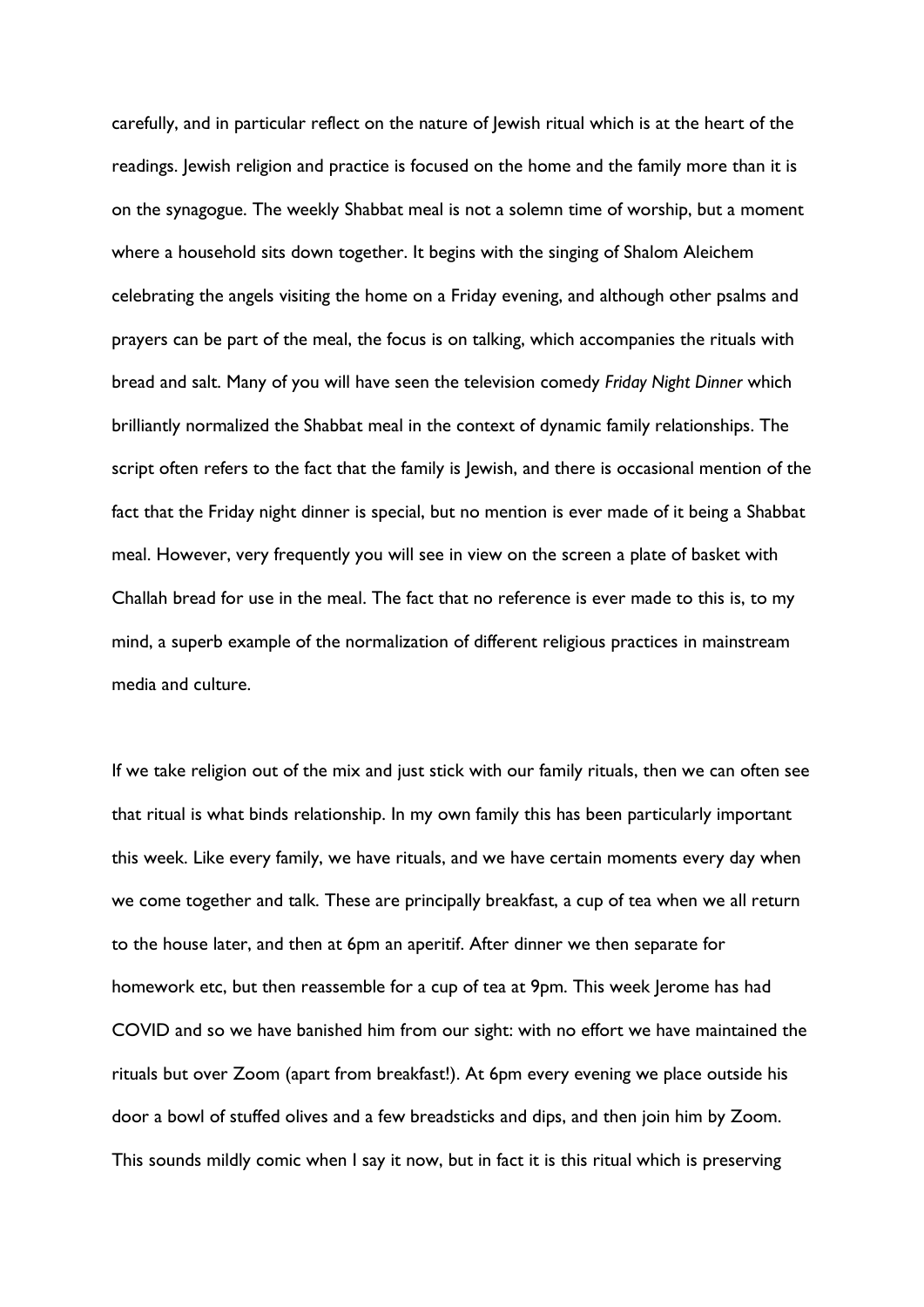carefully, and in particular reflect on the nature of Jewish ritual which is at the heart of the readings. Jewish religion and practice is focused on the home and the family more than it is on the synagogue. The weekly Shabbat meal is not a solemn time of worship, but a moment where a household sits down together. It begins with the singing of Shalom Aleichem celebrating the angels visiting the home on a Friday evening, and although other psalms and prayers can be part of the meal, the focus is on talking, which accompanies the rituals with bread and salt. Many of you will have seen the television comedy *Friday Night Dinner* which brilliantly normalized the Shabbat meal in the context of dynamic family relationships. The script often refers to the fact that the family is Jewish, and there is occasional mention of the fact that the Friday night dinner is special, but no mention is ever made of it being a Shabbat meal. However, very frequently you will see in view on the screen a plate of basket with Challah bread for use in the meal. The fact that no reference is ever made to this is, to my mind, a superb example of the normalization of different religious practices in mainstream media and culture.

If we take religion out of the mix and just stick with our family rituals, then we can often see that ritual is what binds relationship. In my own family this has been particularly important this week. Like every family, we have rituals, and we have certain moments every day when we come together and talk. These are principally breakfast, a cup of tea when we all return to the house later, and then at 6pm an aperitif. After dinner we then separate for homework etc, but then reassemble for a cup of tea at 9pm. This week Jerome has had COVID and so we have banished him from our sight: with no effort we have maintained the rituals but over Zoom (apart from breakfast!). At 6pm every evening we place outside his door a bowl of stuffed olives and a few breadsticks and dips, and then join him by Zoom. This sounds mildly comic when I say it now, but in fact it is this ritual which is preserving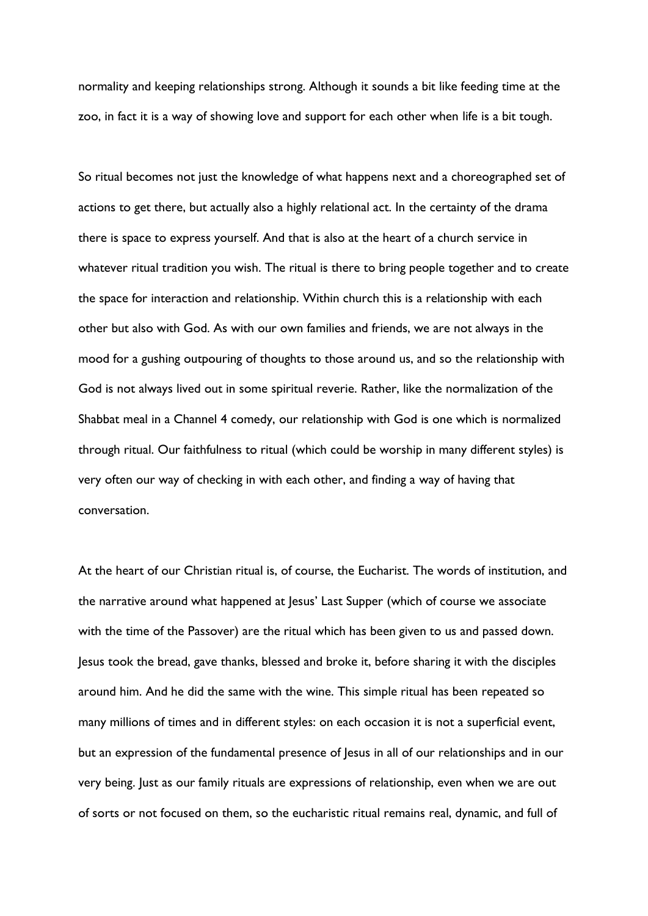normality and keeping relationships strong. Although it sounds a bit like feeding time at the zoo, in fact it is a way of showing love and support for each other when life is a bit tough.

So ritual becomes not just the knowledge of what happens next and a choreographed set of actions to get there, but actually also a highly relational act. In the certainty of the drama there is space to express yourself. And that is also at the heart of a church service in whatever ritual tradition you wish. The ritual is there to bring people together and to create the space for interaction and relationship. Within church this is a relationship with each other but also with God. As with our own families and friends, we are not always in the mood for a gushing outpouring of thoughts to those around us, and so the relationship with God is not always lived out in some spiritual reverie. Rather, like the normalization of the Shabbat meal in a Channel 4 comedy, our relationship with God is one which is normalized through ritual. Our faithfulness to ritual (which could be worship in many different styles) is very often our way of checking in with each other, and finding a way of having that conversation.

At the heart of our Christian ritual is, of course, the Eucharist. The words of institution, and the narrative around what happened at Jesus' Last Supper (which of course we associate with the time of the Passover) are the ritual which has been given to us and passed down. Jesus took the bread, gave thanks, blessed and broke it, before sharing it with the disciples around him. And he did the same with the wine. This simple ritual has been repeated so many millions of times and in different styles: on each occasion it is not a superficial event, but an expression of the fundamental presence of Jesus in all of our relationships and in our very being. Just as our family rituals are expressions of relationship, even when we are out of sorts or not focused on them, so the eucharistic ritual remains real, dynamic, and full of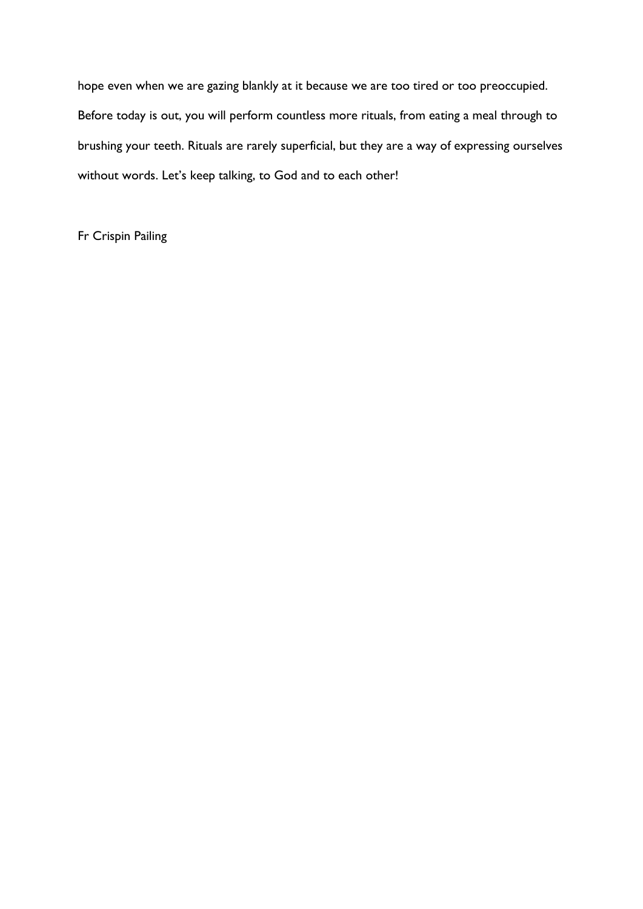hope even when we are gazing blankly at it because we are too tired or too preoccupied. Before today is out, you will perform countless more rituals, from eating a meal through to brushing your teeth. Rituals are rarely superficial, but they are a way of expressing ourselves without words. Let's keep talking, to God and to each other!

Fr Crispin Pailing